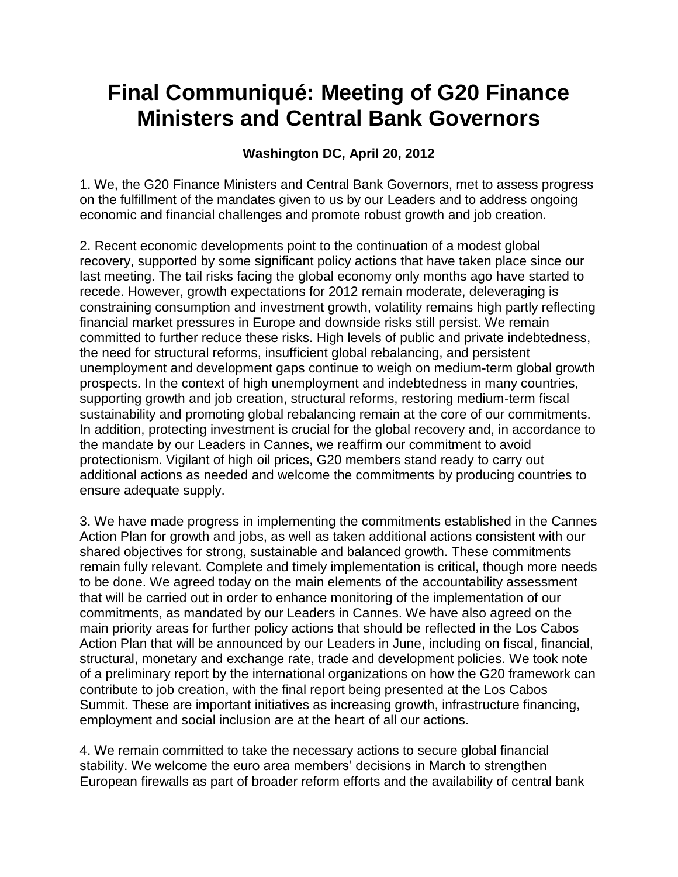# Final Communiqué: Meeting of G20 Finance Ministers and Central Bank Governors

**Washington DC, April 20, 2012**

1. We, the G20 Finance Ministers and Central Bank Governors, met to assess progress on the fulfillment of the mandates given to us by our Leaders and to address ongoing economic and financial challenges and promote robust growth and job creation.

2. Recent economic developments point to the continuation of a modest global recovery, supported by some significant policy actions that have taken place since our last meeting. The tail risks facing the global economy only months ago have started to recede. However, growth expectations for 2012 remain moderate, deleveraging is constraining consumption and investment growth, volatility remains high partly reflecting financial market pressures in Europe and downside risks still persist. We remain committed to further reduce these risks. High levels of public and private indebtedness, the need for structural reforms, insufficient global rebalancing, and persistent unemployment and development gaps continue to weigh on medium-term global growth prospects. In the context of high unemployment and indebtedness in many countries, supporting growth and job creation, structural reforms, restoring medium-term fiscal sustainability and promoting global rebalancing remain at the core of our commitments. In addition, protecting investment is crucial for the global recovery and, in accordance to the mandate by our Leaders in Cannes, we reaffirm our commitment to avoid protectionism. Vigilant of high oil prices, G20 members stand ready to carry out additional actions as needed and welcome the commitments by producing countries to ensure adequate supply.

3. We have made progress in implementing the commitments established in the Cannes Action Plan for growth and jobs, as well as taken additional actions consistent with our shared objectives for strong, sustainable and balanced growth. These commitments remain fully relevant. Complete and timely implementation is critical, though more needs to be done. We agreed today on the main elements of the accountability assessment that will be carried out in order to enhance monitoring of the implementation of our commitments, as mandated by our Leaders in Cannes. We have also agreed on the main priority areas for further policy actions that should be reflected in the Los Cabos Action Plan that will be announced by our Leaders in June, including on fiscal, financial, structural, monetary and exchange rate, trade and development policies. We took note of a preliminary report by the international organizations on how the G20 framework can contribute to job creation, with the final report being presented at the Los Cabos Summit. These are important initiatives as increasing growth, infrastructure financing, employment and social inclusion are at the heart of all our actions.

4. We remain committed to take the necessary actions to secure global financial stability. We welcome the euro area members' decisions in March to strengthen European firewalls as part of broader reform efforts and the availability of central bank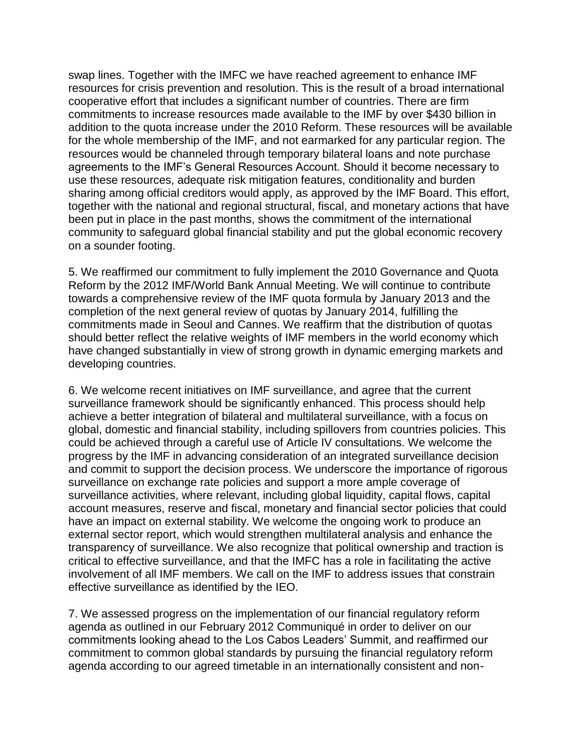swap lines. Together with the IMFC we have reached agreement to enhance IMF resources for crisis prevention and resolution. This is the result of a broad international cooperative effort that includes a significant number of countries. There are firm commitments to increase resources made available to the IMF by over $430 billion in addition to the quota increase under the 2010 Reform. These resources will be available for the whole membership of the IMF, and not earmarked for any particular region. The resources would be channeled through temporary bilateral loans and note purchase agreements to the IMF's General Resources Account. Should it become necessary to use these resources, adequate risk mitigation features, conditionality and burden sharing among official creditors would apply, as approved by the IMF Board. This effort, together with the national and regional structural, fiscal, and monetary actions that have been put in place in the past months, shows the commitment of the international community to safeguard global financial stability and put the global economic recovery on a sounder footing.

5. We reaffirmed our commitment to fully implement the 2010 Governance and Quota Reform by the 2012 IMF/World Bank Annual Meeting. We will continue to contribute towards a comprehensive review of the IMF quota formula by January 2013 and the completion of the next general review of quotas by January 2014, fulfilling the commitments made in Seoul and Cannes. We reaffirm that the distribution of quotas should better reflect the relative weights of IMF members in the world economy which have changed substantially in view of strong growth in dynamic emerging markets and developing countries.

6. We welcome recent initiatives on IMF surveillance, and agree that the current surveillance framework should be significantly enhanced. This process should help achieve a better integration of bilateral and multilateral surveillance, with a focus on global, domestic and financial stability, including spillovers from countries policies. This could be achieved through a careful use of Article IV consultations. We welcome the progress by the IMF in advancing consideration of an integrated surveillance decision and commit to support the decision process. We underscore the importance of rigorous surveillance on exchange rate policies and support a more ample coverage of surveillance activities, where relevant, including global liquidity, capital flows, capital account measures, reserve and fiscal, monetary and financial sector policies that could have an impact on external stability. We welcome the ongoing work to produce an external sector report, which would strengthen multilateral analysis and enhance the transparency of surveillance. We also recognize that political ownership and traction is critical to effective surveillance, and that the IMFC has a role in facilitating the active involvement of all IMF members. We call on the IMF to address issues that constrain effective surveillance as identified by the IEO.

7. We assessed progress on the implementation of our financial regulatory reform agenda as outlined in our February 2012 Communiqué in order to deliver on our commitments looking ahead to the Los Cabos Leaders' Summit, and reaffirmed our commitment to common global standards by pursuing the financial regulatory reform agenda according to our agreed timetable in an internationally consistent and non-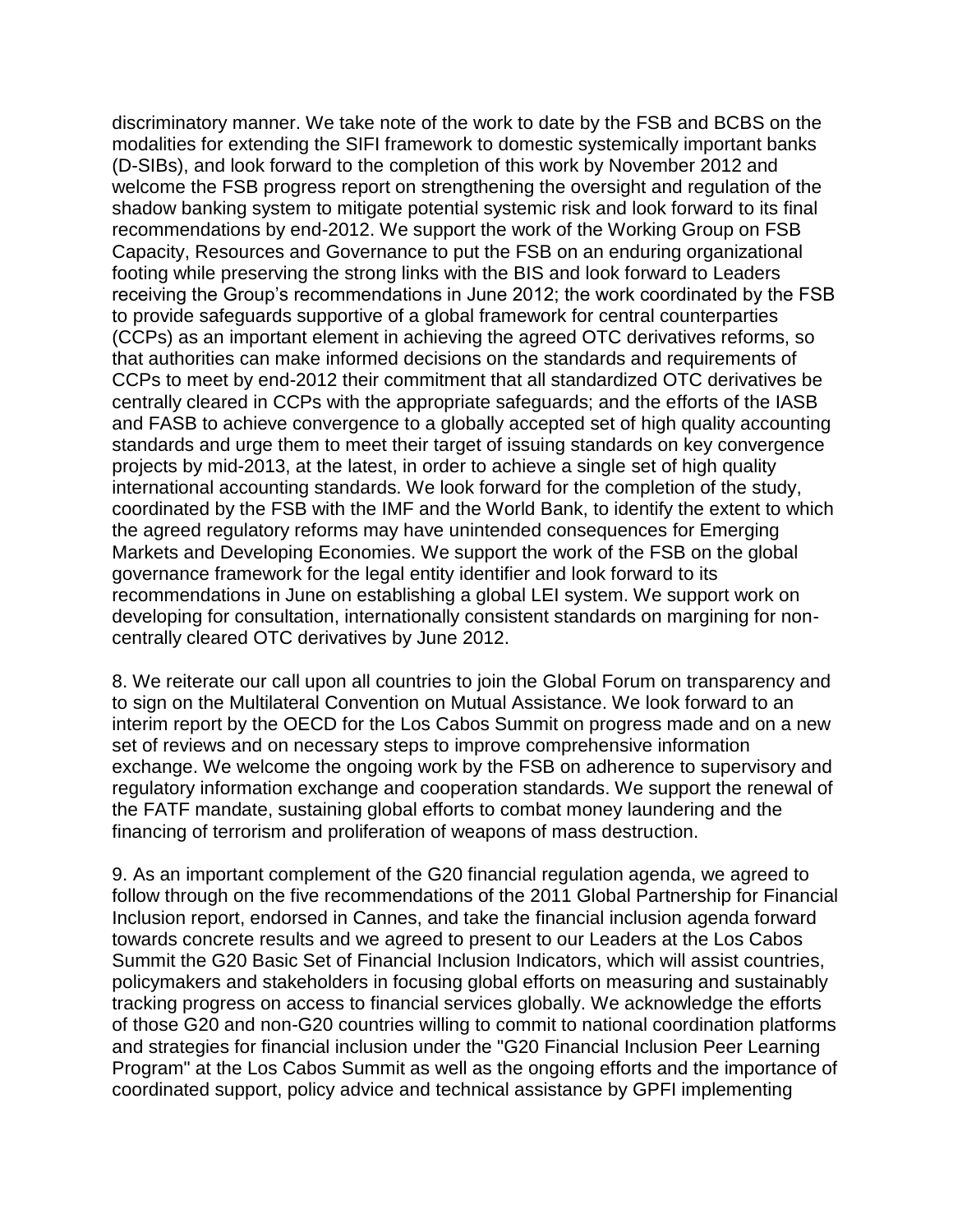discriminatory manner. We take note of the work to date by the FSB and BCBS on the modalities for extending the SIFI framework to domestic systemically important banks (D-SIBs), and look forward to the completion of this work by November 2012 and welcome the FSB progress report on strengthening the oversight and regulation of the shadow banking system to mitigate potential systemic risk and look forward to its final recommendations by end-2012. We support the work of the Working Group on FSB Capacity, Resources and Governance to put the FSB on an enduring organizational footing while preserving the strong links with the BIS and look forward to Leaders receiving the Group's recommendations in June 2012; the work coordinated by the FSB to provide safeguards supportive of a global framework for central counterparties (CCPs) as an important element in achieving the agreed OTC derivatives reforms, so that authorities can make informed decisions on the standards and requirements of CCPs to meet by end-2012 their commitment that all standardized OTC derivatives be centrally cleared in CCPs with the appropriate safeguards; and the efforts of the IASB and FASB to achieve convergence to a globally accepted set of high quality accounting standards and urge them to meet their target of issuing standards on key convergence projects by mid-2013, at the latest, in order to achieve a single set of high quality international accounting standards. We look forward for the completion of the study, coordinated by the FSB with the IMF and the World Bank, to identify the extent to which the agreed regulatory reforms may have unintended consequences for Emerging Markets and Developing Economies. We support the work of the FSB on the global governance framework for the legal entity identifier and look forward to its recommendations in June on establishing a global LEI system. We support work on developing for consultation, internationally consistent standards on margining for non-centrally cleared OTC derivatives by June 2012.

8. We reiterate our call upon all countries to join the Global Forum on transparency and to sign on the Multilateral Convention on Mutual Assistance. We look forward to an interim report by the OECD for the Los Cabos Summit on progress made and on a new set of reviews and on necessary steps to improve comprehensive information exchange. We welcome the ongoing work by the FSB on adherence to supervisory and regulatory information exchange and cooperation standards. We support the renewal of the FATF mandate, sustaining global efforts to combat money laundering and the financing of terrorism and proliferation of weapons of mass destruction.

9. As an important complement of the G20 financial regulation agenda, we agreed to follow through on the five recommendations of the 2011 Global Partnership for Financial Inclusion report, endorsed in Cannes, and take the financial inclusion agenda forward towards concrete results and we agreed to present to our Leaders at the Los Cabos Summit the G20 Basic Set of Financial Inclusion Indicators, which will assist countries, policymakers and stakeholders in focusing global efforts on measuring and sustainably tracking progress on access to financial services globally. We acknowledge the efforts of those G20 and non-G20 countries willing to commit to national coordination platforms and strategies for financial inclusion under the "G20 Financial Inclusion Peer Learning Program" at the Los Cabos Summit as well as the ongoing efforts and the importance of coordinated support, policy advice and technical assistance by GPFI implementing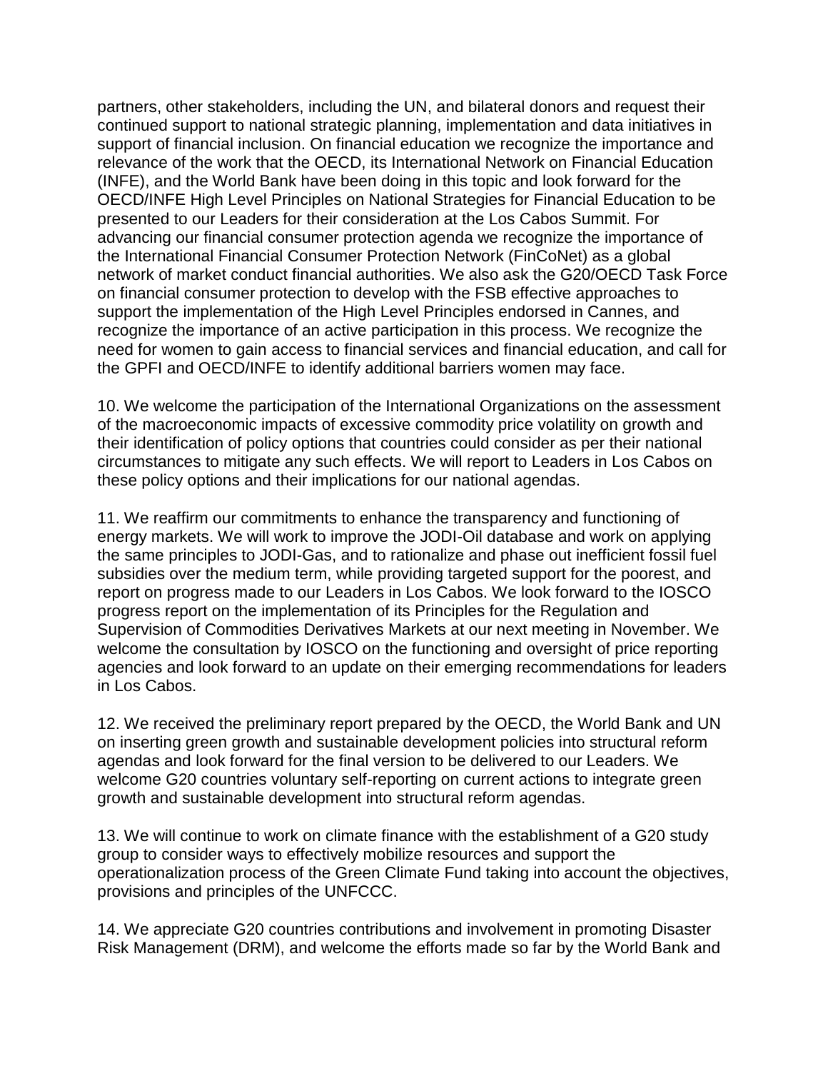partners, other stakeholders, including the UN, and bilateral donors and request their continued support to national strategic planning, implementation and data initiatives in support of financial inclusion. On financial education we recognize the importance and relevance of the work that the OECD, its International Network on Financial Education (INFE), and the World Bank have been doing in this topic and look forward for the OECD/INFE High Level Principles on National Strategies for Financial Education to be presented to our Leaders for their consideration at the Los Cabos Summit. For advancing our financial consumer protection agenda we recognize the importance of the International Financial Consumer Protection Network (FinCoNet) as a global network of market conduct financial authorities. We also ask the G20/OECD Task Force on financial consumer protection to develop with the FSB effective approaches to support the implementation of the High Level Principles endorsed in Cannes, and recognize the importance of an active participation in this process. We recognize the need for women to gain access to financial services and financial education, and call for the GPFI and OECD/INFE to identify additional barriers women may face.

10. We welcome the participation of the International Organizations on the assessment of the macroeconomic impacts of excessive commodity price volatility on growth and their identification of policy options that countries could consider as per their national circumstances to mitigate any such effects. We will report to Leaders in Los Cabos on these policy options and their implications for our national agendas.

11. We reaffirm our commitments to enhance the transparency and functioning of energy markets. We will work to improve the JODI-Oil database and work on applying the same principles to JODI-Gas, and to rationalize and phase out inefficient fossil fuel subsidies over the medium term, while providing targeted support for the poorest, and report on progress made to our Leaders in Los Cabos. We look forward to the IOSCO progress report on the implementation of its Principles for the Regulation and Supervision of Commodities Derivatives Markets at our next meeting in November. We welcome the consultation by IOSCO on the functioning and oversight of price reporting agencies and look forward to an update on their emerging recommendations for leaders in Los Cabos.

12. We received the preliminary report prepared by the OECD, the World Bank and UN on inserting green growth and sustainable development policies into structural reform agendas and look forward for the final version to be delivered to our Leaders. We welcome G20 countries voluntary self-reporting on current actions to integrate green growth and sustainable development into structural reform agendas.

13. We will continue to work on climate finance with the establishment of a G20 study group to consider ways to effectively mobilize resources and support the operationalization process of the Green Climate Fund taking into account the objectives, provisions and principles of the UNFCCC.

14. We appreciate G20 countries contributions and involvement in promoting Disaster Risk Management (DRM), and welcome the efforts made so far by the World Bank and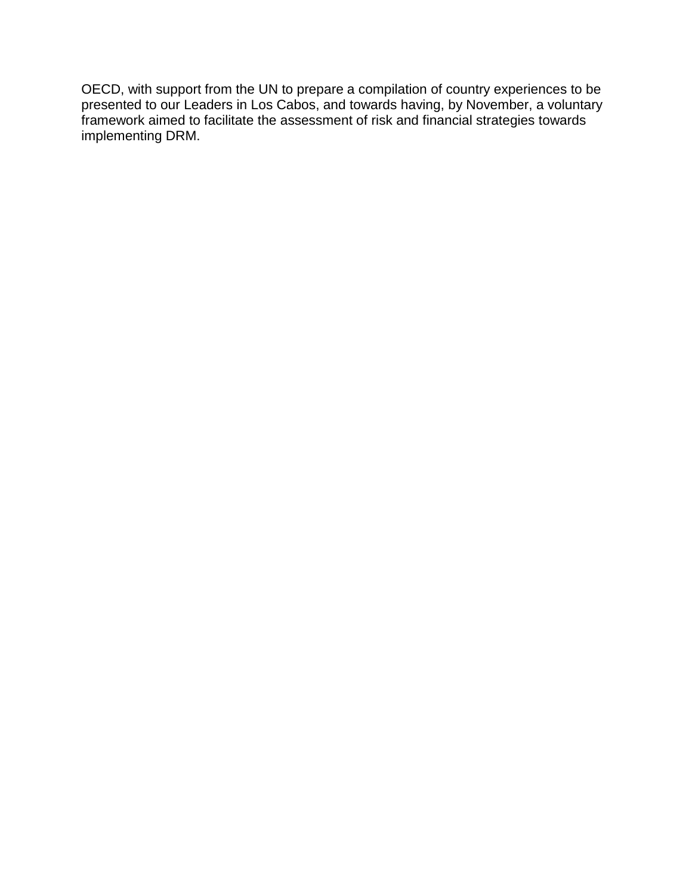OECD, with support from the UN to prepare a compilation of country experiences to be presented to our Leaders in Los Cabos, and towards having, by November, a voluntary framework aimed to facilitate the assessment of risk and financial strategies towards implementing DRM.